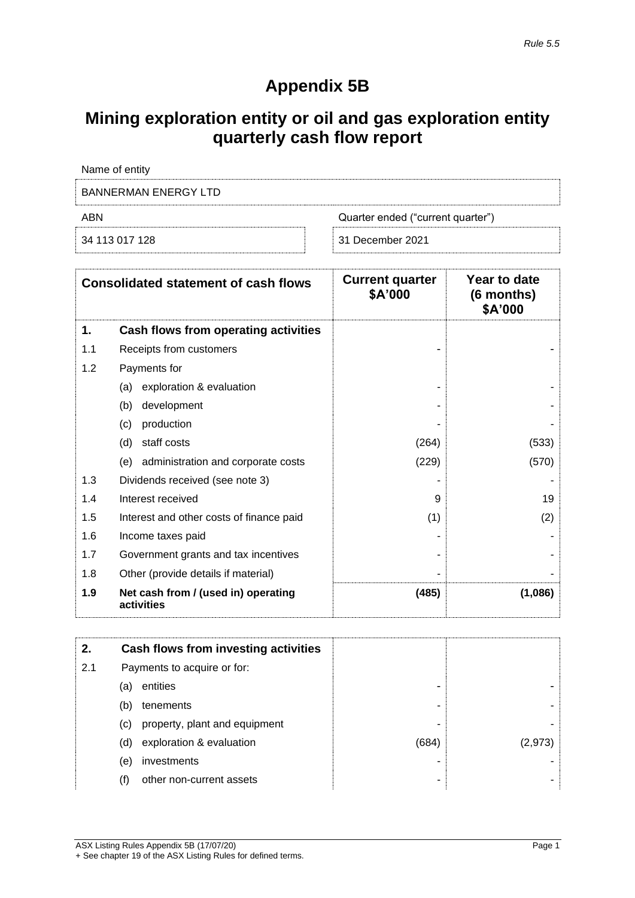*Rule 5.5*

# Appendix 5B

## Mining exploration entity or oil and gas exploration entity quarterly cash flow report

| Name of entity | |
|---|---|
| BANNERMAN ENERGY LTD | |
| **ABN** | **Quarter ended ("current quarter")** |
| 34 113 017 128 | 31 December 2021 |

| | Consolidated statement of cash flows | Current quarter $A'000 | Year to date (6 months) $A'000 |
|---|---|---|---|
| **1.** | **Cash flows from operating activities** | | |
| 1.1 | Receipts from customers | - | - |
| 1.2 | Payments for | | |
| | (a) exploration & evaluation | - | - |
| | (b) development | - | - |
| | (c) production | - | - |
| | (d) staff costs | (264) | (533) |
| | (e) administration and corporate costs | (229) | (570) |
| 1.3 | Dividends received (see note 3) | - | - |
| 1.4 | Interest received | 9 | 19 |
| 1.5 | Interest and other costs of finance paid | (1) | (2) |
| 1.6 | Income taxes paid | - | - |
| 1.7 | Government grants and tax incentives | - | - |
| 1.8 | Other (provide details if material) | - | - |
| **1.9** | **Net cash from / (used in) operating activities** | **(485)** | **(1,086)** |

| | | | |
|---|---|---|---|
| **2.** | **Cash flows from investing activities** | | |
| 2.1 | Payments to acquire or for: | | |
| | (a) entities | - | - |
| | (b) tenements | - | - |
| | (c) property, plant and equipment | - | - |
| | (d) exploration & evaluation | (684) | (2,973) |
| | (e) investments | - | - |
| | (f) other non-current assets | - | - |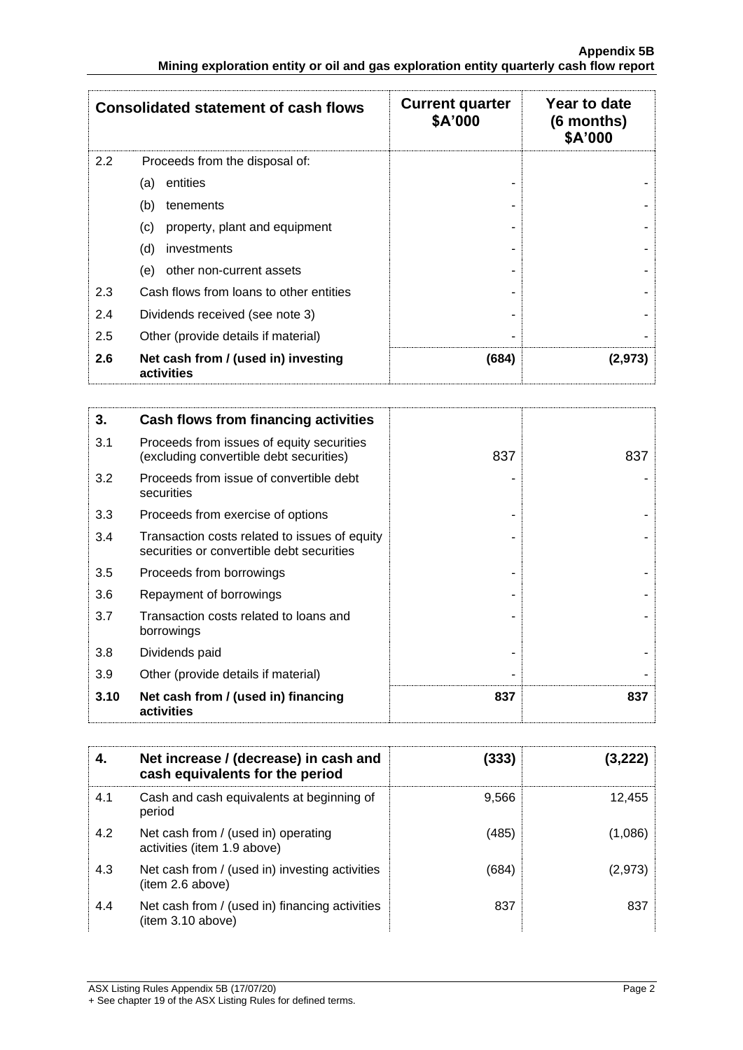| Consolidated statement of cash flows | | Current quarter $A'000 | Year to date (6 months) $A'000 |
|---|---|---|---|
| 2.2 | Proceeds from the disposal of: | | |
| | (a) entities | - | - |
| | (b) tenements | - | - |
| | (c) property, plant and equipment | - | - |
| | (d) investments | - | - |
| | (e) other non-current assets | - | - |
| 2.3 | Cash flows from loans to other entities | - | - |
| 2.4 | Dividends received (see note 3) | - | - |
| 2.5 | Other (provide details if material) | - | - |
| **2.6** | **Net cash from / (used in) investing activities** | **(684)** | **(2,973)** |

| **3.** | **Cash flows from financing activities** | | |
|---|---|---|---|
| 3.1 | Proceeds from issues of equity securities (excluding convertible debt securities) | 837 | 837 |
| 3.2 | Proceeds from issue of convertible debt securities | - | - |
| 3.3 | Proceeds from exercise of options | - | - |
| 3.4 | Transaction costs related to issues of equity securities or convertible debt securities | - | - |
| 3.5 | Proceeds from borrowings | - | - |
| 3.6 | Repayment of borrowings | - | - |
| 3.7 | Transaction costs related to loans and borrowings | - | - |
| 3.8 | Dividends paid | - | - |
| 3.9 | Other (provide details if material) | - | - |
| **3.10** | **Net cash from / (used in) financing activities** | **837** | **837** |

| **4.** | **Net increase / (decrease) in cash and cash equivalents for the period** | **(333)** | **(3,222)** |
|---|---|---|---|
| 4.1 | Cash and cash equivalents at beginning of period | 9,566 | 12,455 |
| 4.2 | Net cash from / (used in) operating activities (item 1.9 above) | (485) | (1,086) |
| 4.3 | Net cash from / (used in) investing activities (item 2.6 above) | (684) | (2,973) |
| 4.4 | Net cash from / (used in) financing activities (item 3.10 above) | 837 | 837 |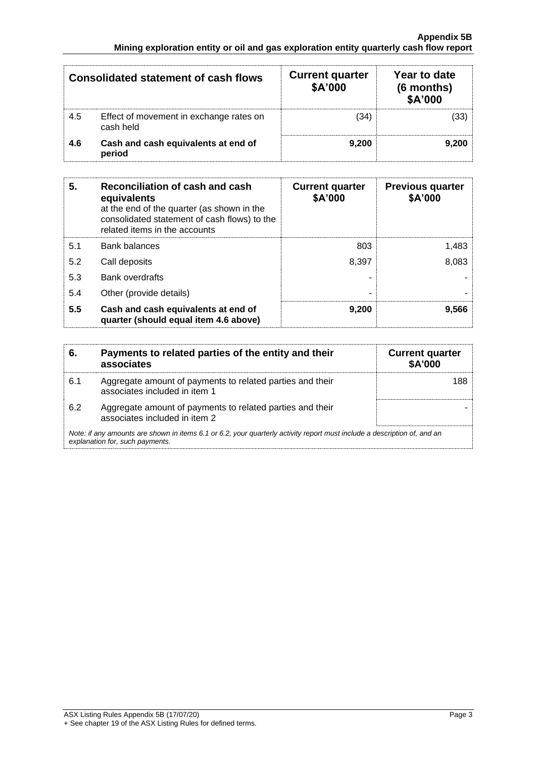| Consolidated statement of cash flows | | Current quarter \$A'000 | Year to date (6 months) \$A'000 |
|---|---|---|---|
| 4.5 | Effect of movement in exchange rates on cash held | (34) | (33) |
| **4.6** | **Cash and cash equivalents at end of period** | **9,200** | **9,200** |

| **5.** | **Reconciliation of cash and cash equivalents** at the end of the quarter (as shown in the consolidated statement of cash flows) to the related items in the accounts | **Current quarter \$A'000** | **Previous quarter \$A'000** |
|---|---|---|---|
| 5.1 | Bank balances | 803 | 1,483 |
| 5.2 | Call deposits | 8,397 | 8,083 |
| 5.3 | Bank overdrafts | - | - |
| 5.4 | Other (provide details) | - | - |
| **5.5** | **Cash and cash equivalents at end of quarter (should equal item 4.6 above)** | **9,200** | **9,566** |

| **6.** | **Payments to related parties of the entity and their associates** | **Current quarter \$A'000** |
|---|---|---|
| 6.1 | Aggregate amount of payments to related parties and their associates included in item 1 | 188 |
| 6.2 | Aggregate amount of payments to related parties and their associates included in item 2 | - |

*Note: if any amounts are shown in items 6.1 or 6.2, your quarterly activity report must include a description of, and an explanation for, such payments.*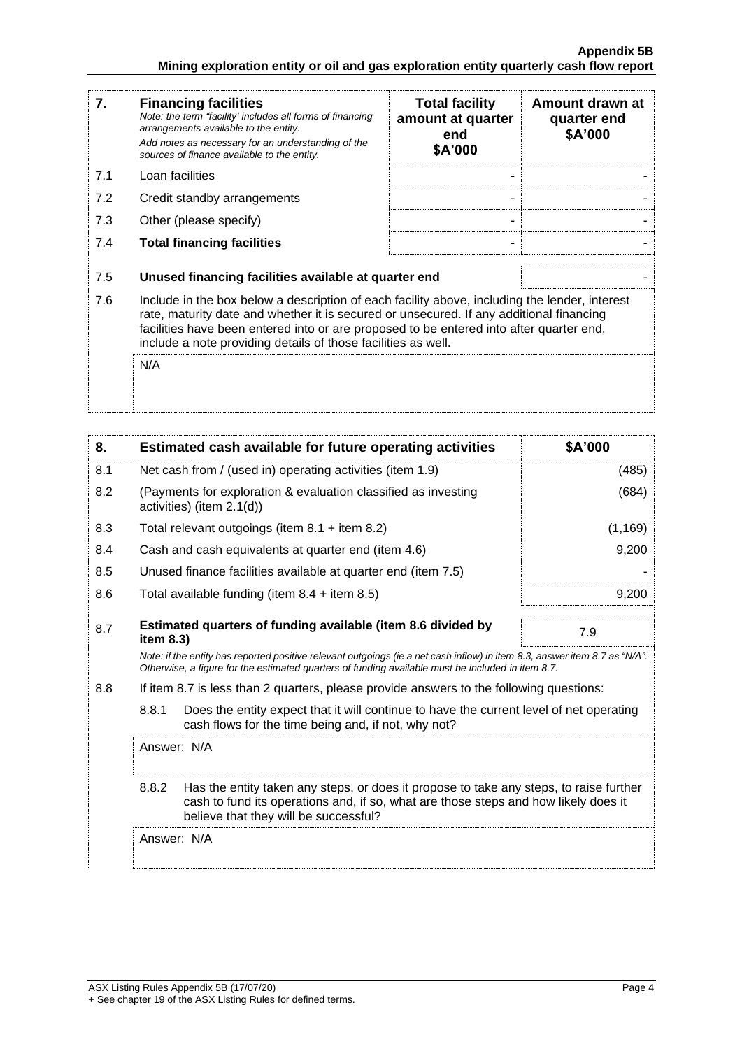| 7. | **Financing facilities**<br>*Note: the term "facility' includes all forms of financing arrangements available to the entity.*<br>*Add notes as necessary for an understanding of the sources of finance available to the entity.* | **Total facility amount at quarter end**<br>**\$A'000** | **Amount drawn at quarter end**<br>**\$A'000** |
|---|---|---|---|
| 7.1 | Loan facilities | - | - |
| 7.2 | Credit standby arrangements | - | - |
| 7.3 | Other (please specify) | - | - |
| 7.4 | **Total financing facilities** | - | - |
| 7.5 | **Unused financing facilities available at quarter end** | | - |
| 7.6 | Include in the box below a description of each facility above, including the lender, interest rate, maturity date and whether it is secured or unsecured. If any additional financing facilities have been entered into or are proposed to be entered into after quarter end, include a note providing details of those facilities as well. | | |
| | N/A | | |

| 8. | **Estimated cash available for future operating activities** | **\$A'000** |
|---|---|---|
| 8.1 | Net cash from / (used in) operating activities (item 1.9) | (485) |
| 8.2 | (Payments for exploration & evaluation classified as investing activities) (item 2.1(d)) | (684) |
| 8.3 | Total relevant outgoings (item 8.1 + item 8.2) | (1,169) |
| 8.4 | Cash and cash equivalents at quarter end (item 4.6) | 9,200 |
| 8.5 | Unused finance facilities available at quarter end (item 7.5) | - |
| 8.6 | Total available funding (item 8.4 + item 8.5) | 9,200 |
| 8.7 | **Estimated quarters of funding available (item 8.6 divided by item 8.3)** | 7.9 |

*Note: if the entity has reported positive relevant outgoings (ie a net cash inflow) in item 8.3, answer item 8.7 as "N/A". Otherwise, a figure for the estimated quarters of funding available must be included in item 8.7.*

8.8 If item 8.7 is less than 2 quarters, please provide answers to the following questions:

8.8.1 Does the entity expect that it will continue to have the current level of net operating cash flows for the time being and, if not, why not?

Answer: N/A

8.8.2 Has the entity taken any steps, or does it propose to take any steps, to raise further cash to fund its operations and, if so, what are those steps and how likely does it believe that they will be successful?

Answer: N/A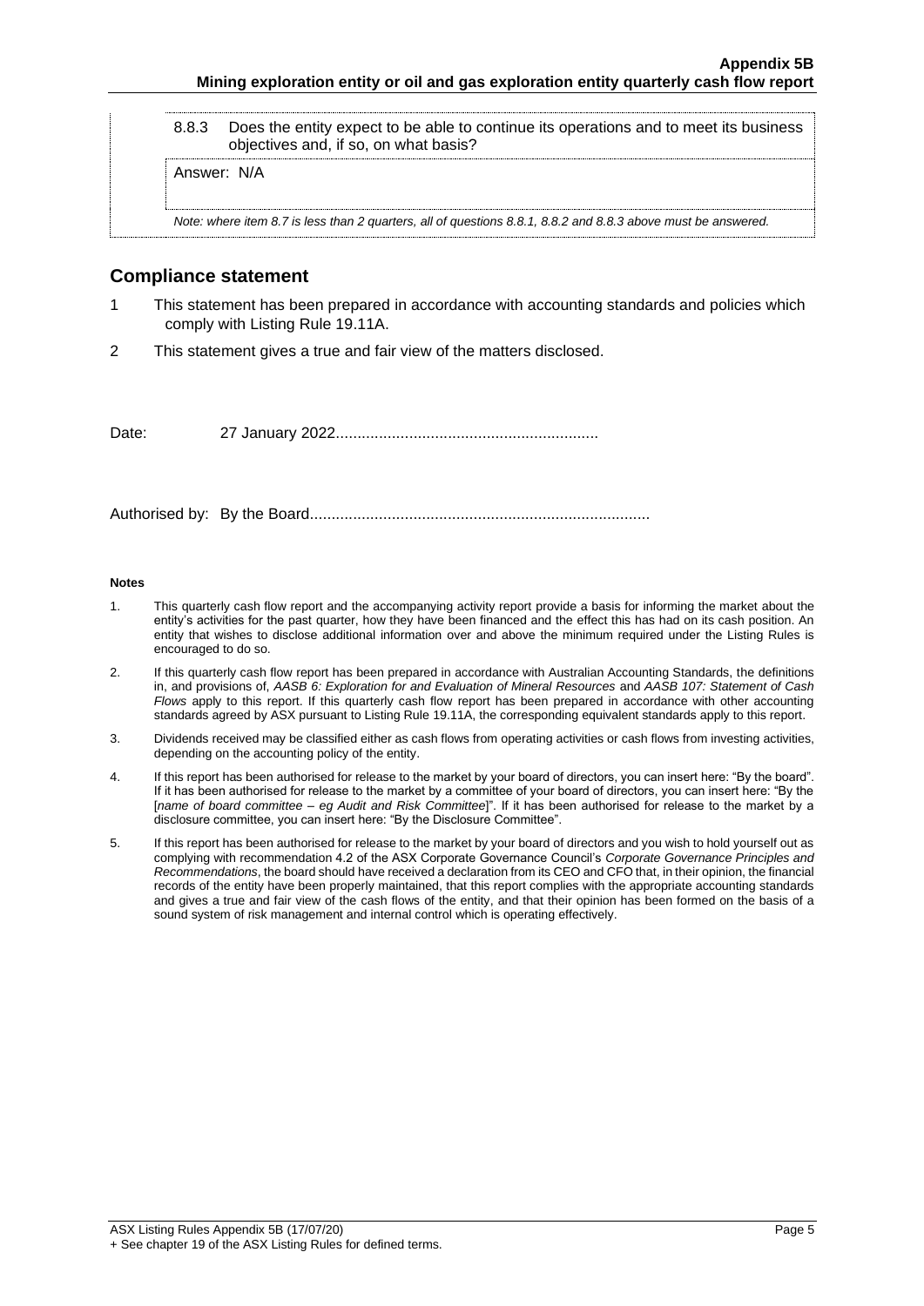| | |
|---|---|
| 8.8.3 | Does the entity expect to be able to continue its operations and to meet its business objectives and, if so, on what basis? |
| Answer: N/A | |

*Note: where item 8.7 is less than 2 quarters, all of questions 8.8.1, 8.8.2 and 8.8.3 above must be answered.*

## Compliance statement

1. This statement has been prepared in accordance with accounting standards and policies which comply with Listing Rule 19.11A.
2. This statement gives a true and fair view of the matters disclosed.

Date: 27 January 2022............................................................

Authorised by: By the Board..............................................................................

**Notes**

1. This quarterly cash flow report and the accompanying activity report provide a basis for informing the market about the entity's activities for the past quarter, how they have been financed and the effect this has had on its cash position. An entity that wishes to disclose additional information over and above the minimum required under the Listing Rules is encouraged to do so.
2. If this quarterly cash flow report has been prepared in accordance with Australian Accounting Standards, the definitions in, and provisions of, *AASB 6: Exploration for and Evaluation of Mineral Resources* and *AASB 107: Statement of Cash Flows* apply to this report. If this quarterly cash flow report has been prepared in accordance with other accounting standards agreed by ASX pursuant to Listing Rule 19.11A, the corresponding equivalent standards apply to this report.
3. Dividends received may be classified either as cash flows from operating activities or cash flows from investing activities, depending on the accounting policy of the entity.
4. If this report has been authorised for release to the market by your board of directors, you can insert here: "By the board". If it has been authorised for release to the market by a committee of your board of directors, you can insert here: "By the [*name of board committee – eg Audit and Risk Committee*]". If it has been authorised for release to the market by a disclosure committee, you can insert here: "By the Disclosure Committee".
5. If this report has been authorised for release to the market by your board of directors and you wish to hold yourself out as complying with recommendation 4.2 of the ASX Corporate Governance Council's *Corporate Governance Principles and Recommendations*, the board should have received a declaration from its CEO and CFO that, in their opinion, the financial records of the entity have been properly maintained, that this report complies with the appropriate accounting standards and gives a true and fair view of the cash flows of the entity, and that their opinion has been formed on the basis of a sound system of risk management and internal control which is operating effectively.